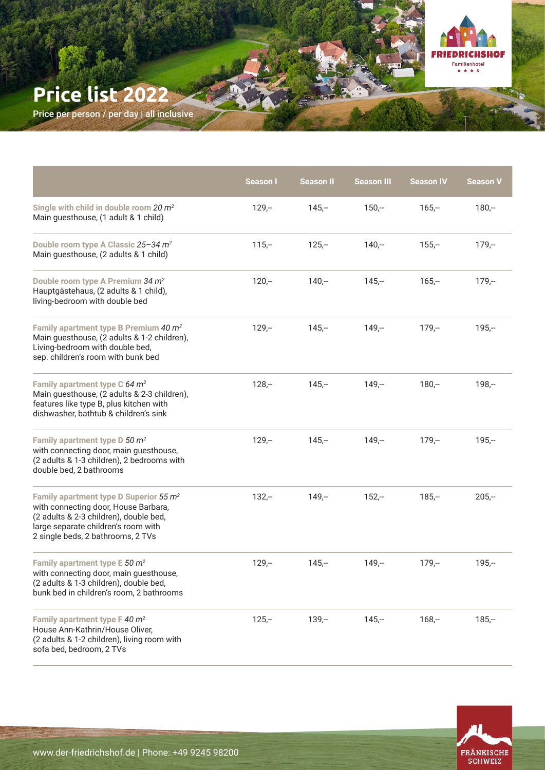# Price list 2022

Price per person / per day | all inclusive

| | Season I | Season II | Season III | Season IV | Season V |
|---|---|---|---|---|---|
| **Single with child in double room** *20 $m^2$*<br>Main guesthouse, (1 adult & 1 child) | 129,– | 145,– | 150,– | 165,– | 180,– |
| **Double room type A Classic** *25–34 $m^2$*<br>Main guesthouse, (2 adults & 1 child) | 115,– | 125,– | 140,– | 155,– | 179,– |
| **Double room type A Premium** *34 $m^2$*<br>Hauptgästehaus, (2 adults & 1 child), living-bedroom with double bed | 120,– | 140,– | 145,– | 165,– | 179,– |
| **Family apartment type B Premium** *40 $m^2$*<br>Main guesthouse, (2 adults & 1-2 children), Living-bedroom with double bed, sep. children's room with bunk bed | 129,– | 145,– | 149,– | 179,– | 195,– |
| **Family apartment type C** *64 $m^2$*<br>Main guesthouse, (2 adults & 2-3 children), features like type B, plus kitchen with dishwasher, bathtub & children's sink | 128,– | 145,– | 149,– | 180,– | 198,– |
| **Family apartment type D** *50 $m^2$*<br>with connecting door, main guesthouse, (2 adults & 1-3 children), 2 bedrooms with double bed, 2 bathrooms | 129,– | 145,– | 149,– | 179,– | 195,– |
| **Family apartment type D Superior** *55 $m^2$*<br>with connecting door, House Barbara, (2 adults & 2-3 children), double bed, large separate children's room with 2 single beds, 2 bathrooms, 2 TVs | 132,– | 149,– | 152,– | 185,– | 205,– |
| **Family apartment type E** *50 $m^2$*<br>with connecting door, main guesthouse, (2 adults & 1-3 children), double bed, bunk bed in children's room, 2 bathrooms | 129,– | 145,– | 149,– | 179,– | 195,– |
| **Family apartment type F** *40 $m^2$*<br>House Ann-Kathrin/House Oliver, (2 adults & 1-2 children), living room with sofa bed, bedroom, 2 TVs | 125,– | 139,– | 145,– | 168,– | 185,– |

www.der-friedrichshof.de | Phone: +49 9245 98200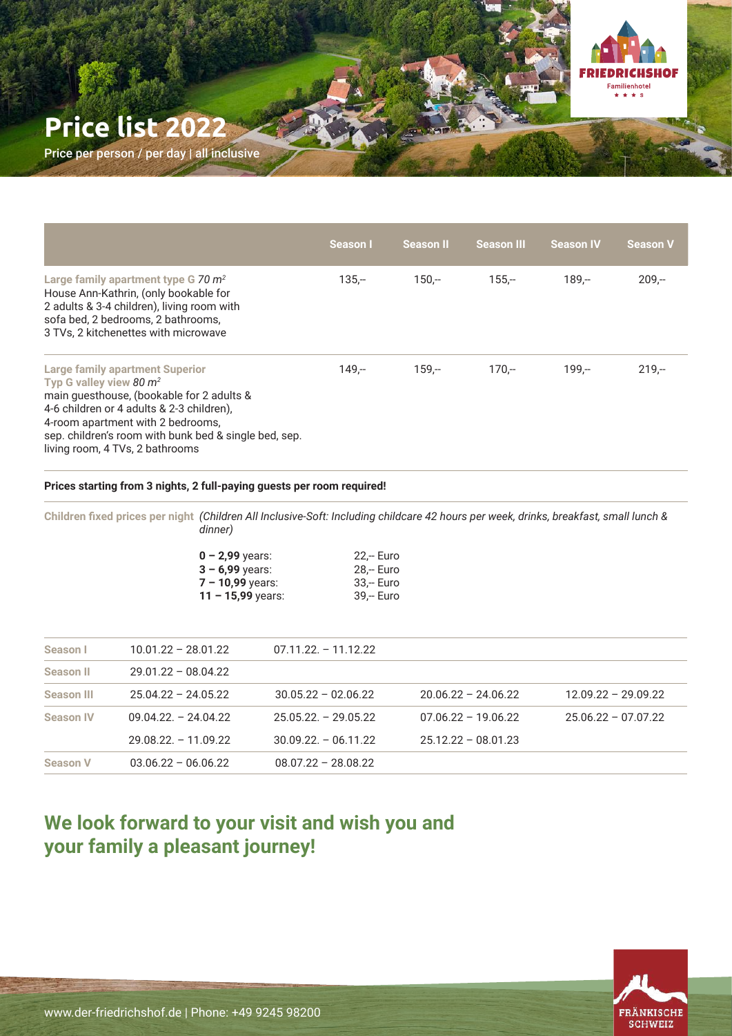# Price list 2022

Price per person / per day | all inclusive

| | Season I | Season II | Season III | Season IV | Season V |
|---|---|---|---|---|---|
| **Large family apartment type G** *70 m²* House Ann-Kathrin, (only bookable for 2 adults & 3-4 children), living room with sofa bed, 2 bedrooms, 2 bathrooms, 3 TVs, 2 kitchenettes with microwave | 135,– | 150,– | 155,– | 189,– | 209,– |
| **Large family apartment Superior Typ G valley view** *80 m²* main guesthouse, (bookable for 2 adults & 4-6 children or 4 adults & 2-3 children), 4-room apartment with 2 bedrooms, sep. children's room with bunk bed & single bed, sep. living room, 4 TVs, 2 bathrooms | 149,– | 159,– | 170,– | 199,– | 219,– |

**Prices starting from 3 nights, 2 full-paying guests per room required!**

**Children fixed prices per night** *(Children All Inclusive-Soft: Including childcare 42 hours per week, drinks, breakfast, small lunch & dinner)*

| | |
|---|---|
| **0 – 2,99** years: | 22,– Euro |
| **3 – 6,99** years: | 28,– Euro |
| **7 – 10,99** years: | 33,– Euro |
| **11 – 15,99** years: | 39,– Euro |

| | | | | |
|---|---|---|---|---|
| Season I | 10.01.22 – 28.01.22 | 07.11.22. – 11.12.22 | | |
| Season II | 29.01.22 – 08.04.22 | | | |
| Season III | 25.04.22 – 24.05.22 | 30.05.22 – 02.06.22 | 20.06.22 – 24.06.22 | 12.09.22 – 29.09.22 |
| Season IV | 09.04.22. – 24.04.22 | 25.05.22. – 29.05.22 | 07.06.22 – 19.06.22 | 25.06.22 – 07.07.22 |
| | 29.08.22. – 11.09.22 | 30.09.22. – 06.11.22 | 25.12.22 – 08.01.23 | |
| Season V | 03.06.22 – 06.06.22 | 08.07.22 – 28.08.22 | | |

## We look forward to your visit and wish you and your family a pleasant journey!

www.der-friedrichshof.de | Phone: +49 9245 98200